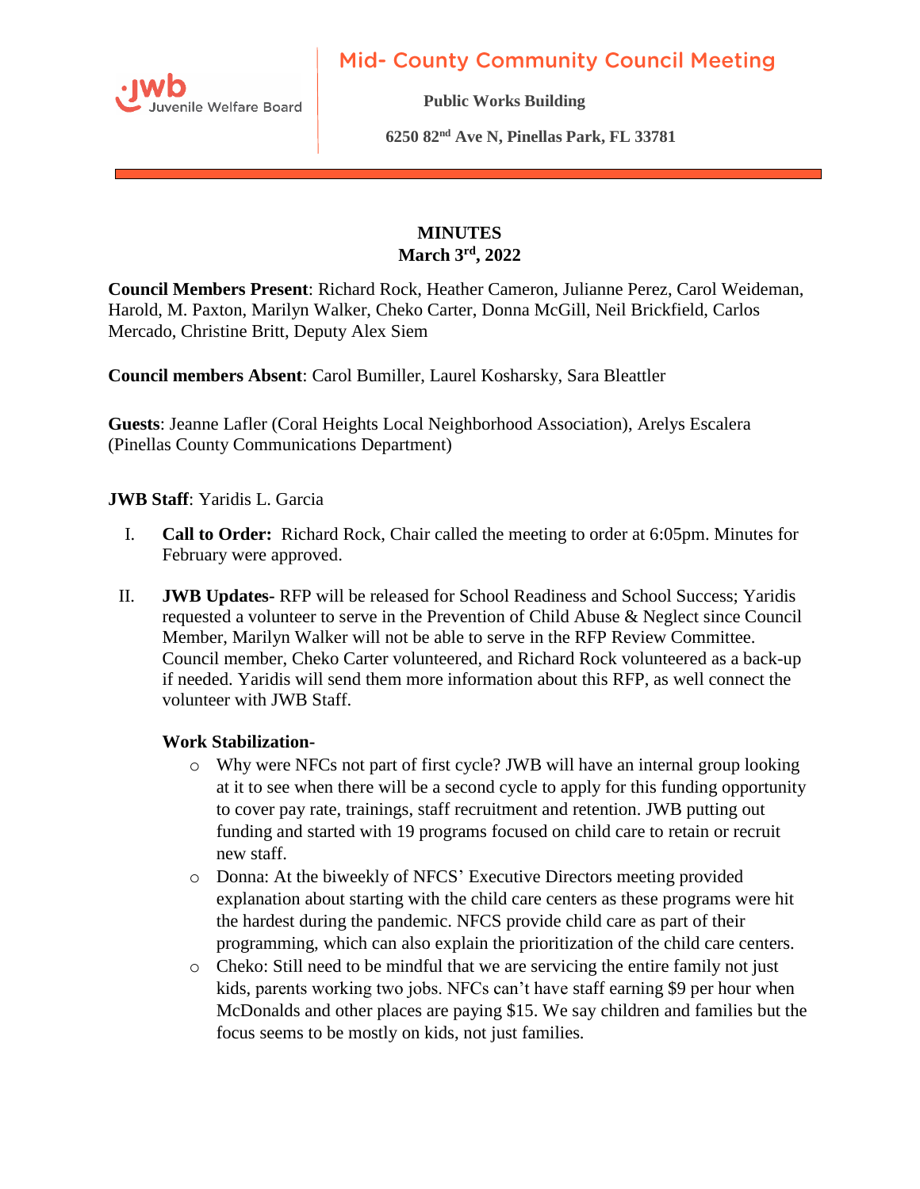# Mid- County Community Council Meeting

**Public Works Building**

**6250 82nd Ave N, Pinellas Park, FL 33781**

**MINUTES**
**March 3rd, 2022**

**Council Members Present**: Richard Rock, Heather Cameron, Julianne Perez, Carol Weideman, Harold, M. Paxton, Marilyn Walker, Cheko Carter, Donna McGill, Neil Brickfield, Carlos Mercado, Christine Britt, Deputy Alex Siem

**Council members Absent**: Carol Bumiller, Laurel Kosharsky, Sara Bleattler

**Guests**: Jeanne Lafler (Coral Heights Local Neighborhood Association), Arelys Escalera (Pinellas County Communications Department)

**JWB Staff**: Yaridis L. Garcia

I. **Call to Order:** Richard Rock, Chair called the meeting to order at 6:05pm. Minutes for February were approved.

II. **JWB Updates-** RFP will be released for School Readiness and School Success; Yaridis requested a volunteer to serve in the Prevention of Child Abuse & Neglect since Council Member, Marilyn Walker will not be able to serve in the RFP Review Committee. Council member, Cheko Carter volunteered, and Richard Rock volunteered as a back-up if needed. Yaridis will send them more information about this RFP, as well connect the volunteer with JWB Staff.

   **Work Stabilization-**

   - Why were NFCs not part of first cycle? JWB will have an internal group looking at it to see when there will be a second cycle to apply for this funding opportunity to cover pay rate, trainings, staff recruitment and retention. JWB putting out funding and started with 19 programs focused on child care to retain or recruit new staff.
   - Donna: At the biweekly of NFCS' Executive Directors meeting provided explanation about starting with the child care centers as these programs were hit the hardest during the pandemic. NFCS provide child care as part of their programming, which can also explain the prioritization of the child care centers.
   - Cheko: Still need to be mindful that we are servicing the entire family not just kids, parents working two jobs. NFCs can't have staff earning $9 per hour when McDonalds and other places are paying $15. We say children and families but the focus seems to be mostly on kids, not just families.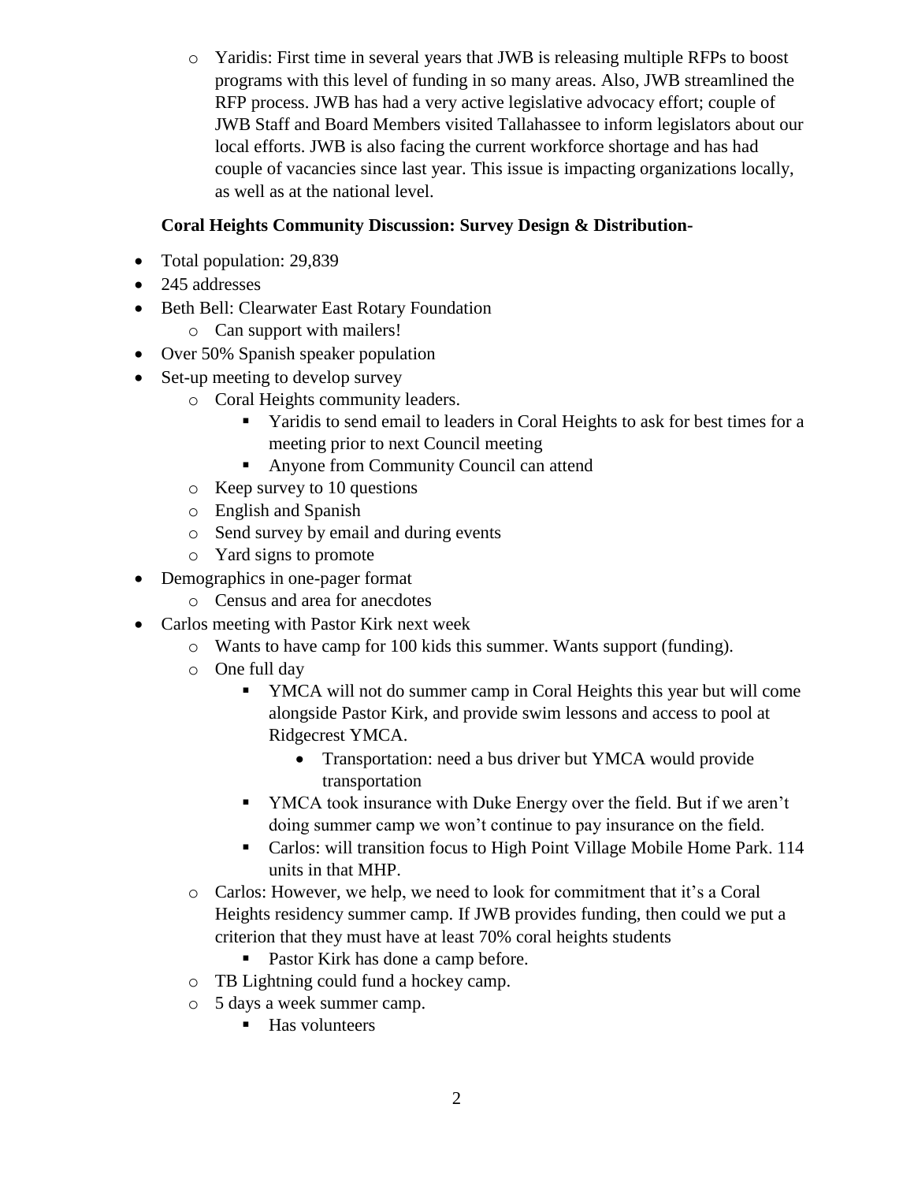- Yaridis: First time in several years that JWB is releasing multiple RFPs to boost programs with this level of funding in so many areas. Also, JWB streamlined the RFP process. JWB has had a very active legislative advocacy effort; couple of JWB Staff and Board Members visited Tallahassee to inform legislators about our local efforts. JWB is also facing the current workforce shortage and has had couple of vacancies since last year. This issue is impacting organizations locally, as well as at the national level.

**Coral Heights Community Discussion: Survey Design & Distribution-**

- Total population: 29,839
- 245 addresses
- Beth Bell: Clearwater East Rotary Foundation
  - Can support with mailers!
- Over 50% Spanish speaker population
- Set-up meeting to develop survey
  - Coral Heights community leaders.
    - Yaridis to send email to leaders in Coral Heights to ask for best times for a meeting prior to next Council meeting
    - Anyone from Community Council can attend
  - Keep survey to 10 questions
  - English and Spanish
  - Send survey by email and during events
  - Yard signs to promote
- Demographics in one-pager format
  - Census and area for anecdotes
- Carlos meeting with Pastor Kirk next week
  - Wants to have camp for 100 kids this summer. Wants support (funding).
  - One full day
    - YMCA will not do summer camp in Coral Heights this year but will come alongside Pastor Kirk, and provide swim lessons and access to pool at Ridgecrest YMCA.
      - Transportation: need a bus driver but YMCA would provide transportation
    - YMCA took insurance with Duke Energy over the field. But if we aren't doing summer camp we won't continue to pay insurance on the field.
    - Carlos: will transition focus to High Point Village Mobile Home Park. 114 units in that MHP.
  - Carlos: However, we help, we need to look for commitment that it's a Coral Heights residency summer camp. If JWB provides funding, then could we put a criterion that they must have at least 70% coral heights students
    - Pastor Kirk has done a camp before.
  - TB Lightning could fund a hockey camp.
  - 5 days a week summer camp.
    - Has volunteers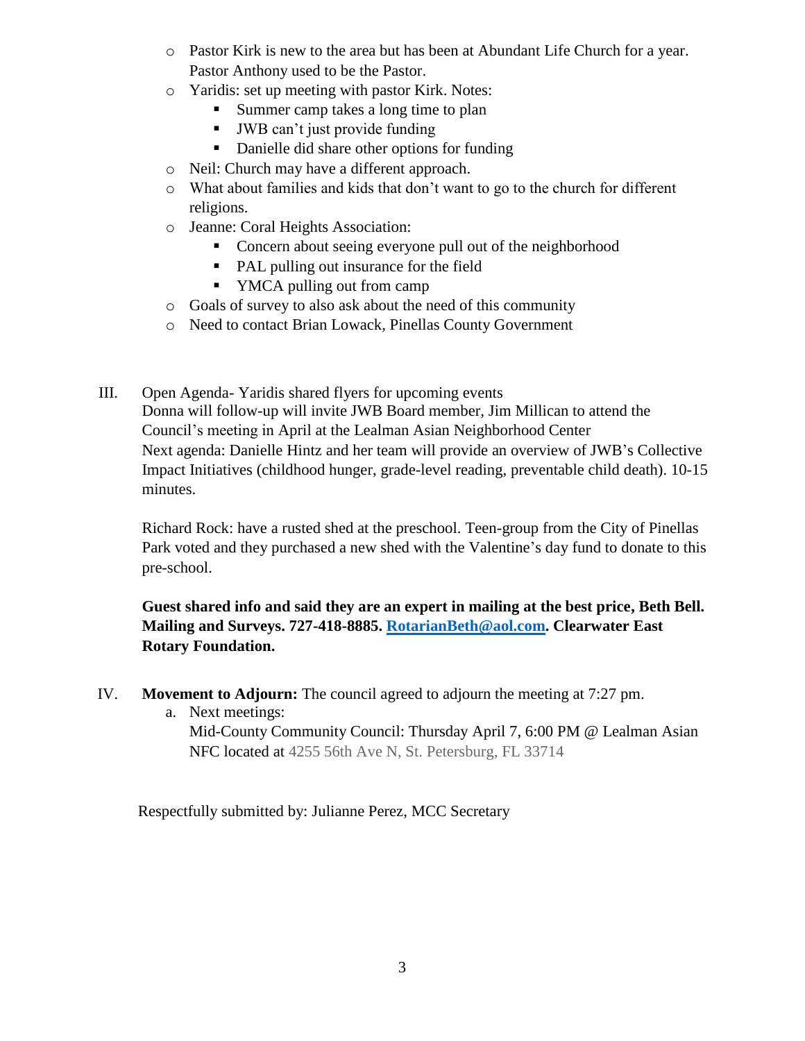- Pastor Kirk is new to the area but has been at Abundant Life Church for a year. Pastor Anthony used to be the Pastor.
- Yaridis: set up meeting with pastor Kirk. Notes:
  - Summer camp takes a long time to plan
  - JWB can't just provide funding
  - Danielle did share other options for funding
- Neil: Church may have a different approach.
- What about families and kids that don't want to go to the church for different religions.
- Jeanne: Coral Heights Association:
  - Concern about seeing everyone pull out of the neighborhood
  - PAL pulling out insurance for the field
  - YMCA pulling out from camp
- Goals of survey to also ask about the need of this community
- Need to contact Brian Lowack, Pinellas County Government

III. Open Agenda- Yaridis shared flyers for upcoming events
Donna will follow-up will invite JWB Board member, Jim Millican to attend the Council's meeting in April at the Lealman Asian Neighborhood Center
Next agenda: Danielle Hintz and her team will provide an overview of JWB's Collective Impact Initiatives (childhood hunger, grade-level reading, preventable child death). 10-15 minutes.

Richard Rock: have a rusted shed at the preschool. Teen-group from the City of Pinellas Park voted and they purchased a new shed with the Valentine's day fund to donate to this pre-school.

**Guest shared info and said they are an expert in mailing at the best price, Beth Bell. Mailing and Surveys. 727-418-8885. RotarianBeth@aol.com. Clearwater East Rotary Foundation.**

IV. **Movement to Adjourn:** The council agreed to adjourn the meeting at 7:27 pm.

a. Next meetings:
Mid-County Community Council: Thursday April 7, 6:00 PM @ Lealman Asian NFC located at 4255 56th Ave N, St. Petersburg, FL 33714

Respectfully submitted by: Julianne Perez, MCC Secretary